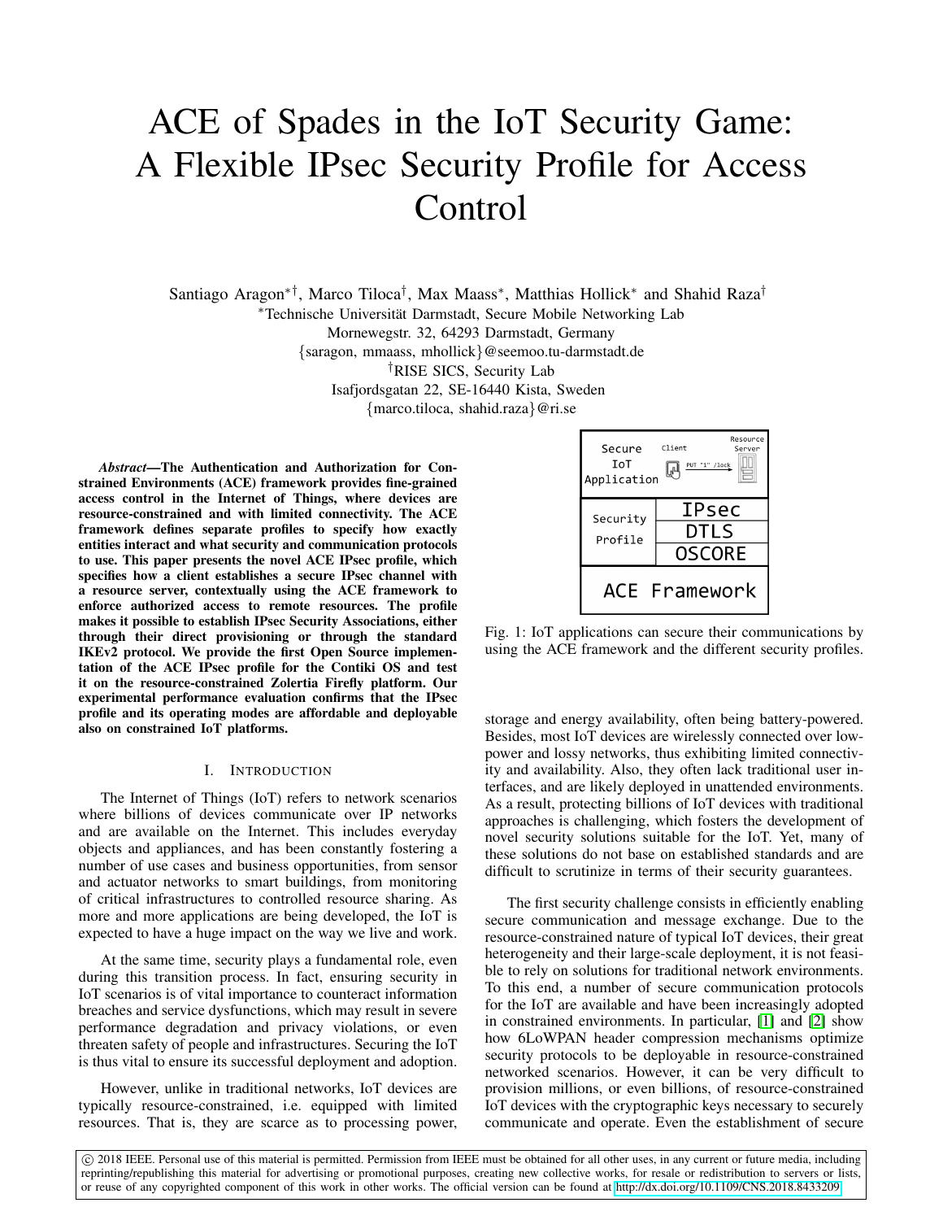# ACE of Spades in the IoT Security Game: A Flexible IPsec Security Profile for Access Control

Santiago Aragon*†, Marco Tiloca†, Max Maass*, Matthias Hollick* and Shahid Raza†

*Technische Universität Darmstadt, Secure Mobile Networking Lab
Mornewegstr. 32, 64293 Darmstadt, Germany
{saragon, mmaass, mhollick}@seemoo.tu-darmstadt.de

†RISE SICS, Security Lab
Isafjordsgatan 22, SE-16440 Kista, Sweden
{marco.tiloca, shahid.raza}@ri.se

***Abstract*—The Authentication and Authorization for Constrained Environments (ACE) framework provides fine-grained access control in the Internet of Things, where devices are resource-constrained and with limited connectivity. The ACE framework defines separate profiles to specify how exactly entities interact and what security and communication protocols to use. This paper presents the novel ACE IPsec profile, which specifies how a client establishes a secure IPsec channel with a resource server, contextually using the ACE framework to enforce authorized access to remote resources. The profile makes it possible to establish IPsec Security Associations, either through their direct provisioning or through the standard IKEv2 protocol. We provide the first Open Source implementation of the ACE IPsec profile for the Contiki OS and test it on the resource-constrained Zolertia Firefly platform. Our experimental performance evaluation confirms that the IPsec profile and its operating modes are affordable and deployable also on constrained IoT platforms.**

## I. Introduction

The Internet of Things (IoT) refers to network scenarios where billions of devices communicate over IP networks and are available on the Internet. This includes everyday objects and appliances, and has been constantly fostering a number of use cases and business opportunities, from sensor and actuator networks to smart buildings, from monitoring of critical infrastructures to controlled resource sharing. As more and more applications are being developed, the IoT is expected to have a huge impact on the way we live and work.

At the same time, security plays a fundamental role, even during this transition process. In fact, ensuring security in IoT scenarios is of vital importance to counteract information breaches and service dysfunctions, which may result in severe performance degradation and privacy violations, or even threaten safety of people and infrastructures. Securing the IoT is thus vital to ensure its successful deployment and adoption.

However, unlike in traditional networks, IoT devices are typically resource-constrained, i.e. equipped with limited resources. That is, they are scarce as to processing power, storage and energy availability, often being battery-powered. Besides, most IoT devices are wirelessly connected over low-power and lossy networks, thus exhibiting limited connectivity and availability. Also, they often lack traditional user interfaces, and are likely deployed in unattended environments. As a result, protecting billions of IoT devices with traditional approaches is challenging, which fosters the development of novel security solutions suitable for the IoT. Yet, many of these solutions do not base on established standards and are difficult to scrutinize in terms of their security guarantees.

| Secure IoT Application | Client → PUT "1" /lock → Resource Server |
|---|---|
| Security Profile | IPsec |
| | DTLS |
| | OSCORE |
| ACE Framework | |

Fig. 1: IoT applications can secure their communications by using the ACE framework and the different security profiles.

The first security challenge consists in efficiently enabling secure communication and message exchange. Due to the resource-constrained nature of typical IoT devices, their great heterogeneity and their large-scale deployment, it is not feasible to rely on solutions for traditional network environments. To this end, a number of secure communication protocols for the IoT are available and have been increasingly adopted in constrained environments. In particular, [1] and [2] show how 6LoWPAN header compression mechanisms optimize security protocols to be deployable in resource-constrained networked scenarios. However, it can be very difficult to provision millions, or even billions, of resource-constrained IoT devices with the cryptographic keys necessary to securely communicate and operate. Even the establishment of secure

© 2018 IEEE. Personal use of this material is permitted. Permission from IEEE must be obtained for all other uses, in any current or future media, including reprinting/republishing this material for advertising or promotional purposes, creating new collective works, for resale or redistribution to servers or lists, or reuse of any copyrighted component of this work in other works. The official version can be found at http://dx.doi.org/10.1109/CNS.2018.8433209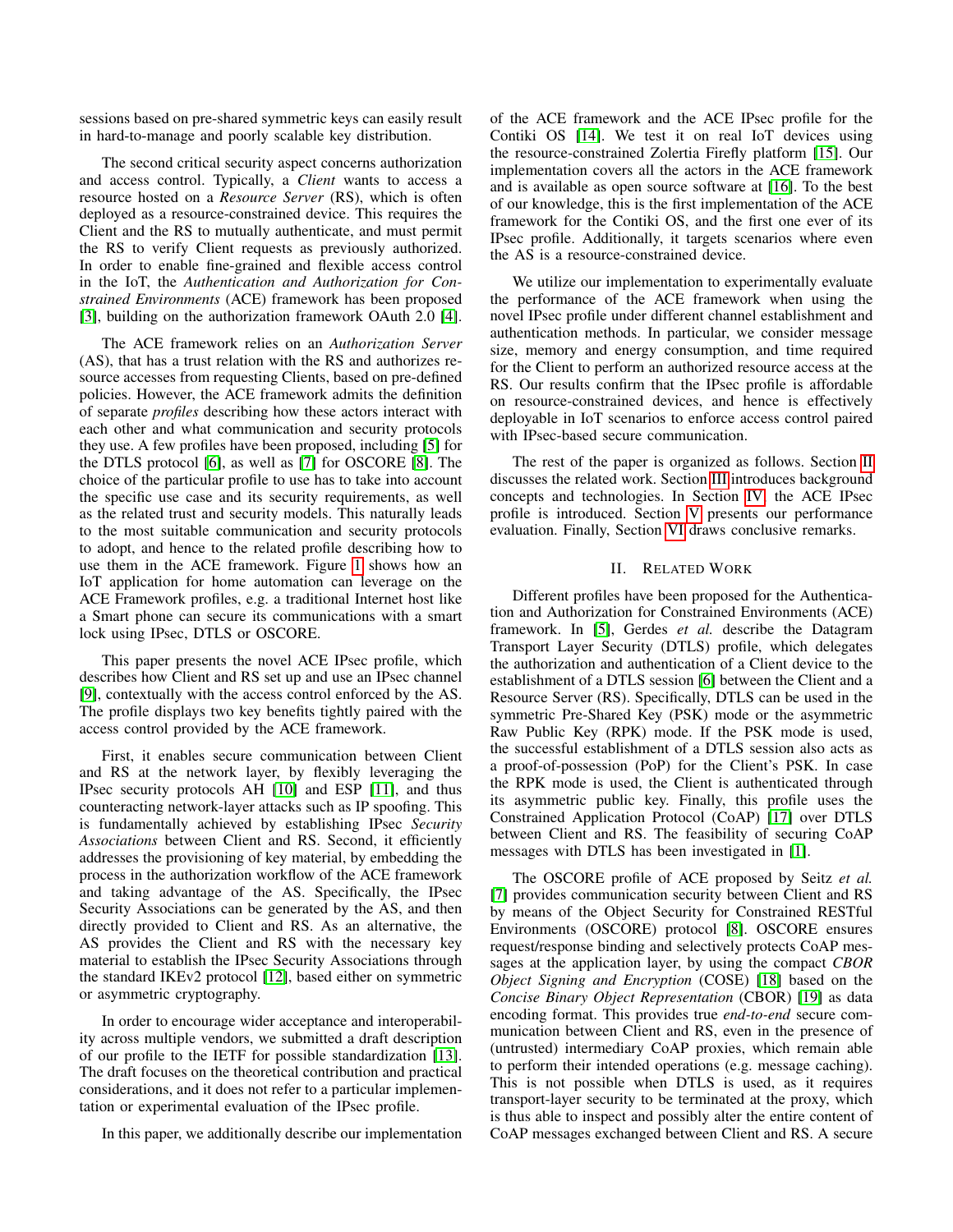sessions based on pre-shared symmetric keys can easily result in hard-to-manage and poorly scalable key distribution.

The second critical security aspect concerns authorization and access control. Typically, a *Client* wants to access a resource hosted on a *Resource Server* (RS), which is often deployed as a resource-constrained device. This requires the Client and the RS to mutually authenticate, and must permit the RS to verify Client requests as previously authorized. In order to enable fine-grained and flexible access control in the IoT, the *Authentication and Authorization for Constrained Environments* (ACE) framework has been proposed [3], building on the authorization framework OAuth 2.0 [4].

The ACE framework relies on an *Authorization Server* (AS), that has a trust relation with the RS and authorizes resource accesses from requesting Clients, based on pre-defined policies. However, the ACE framework admits the definition of separate *profiles* describing how these actors interact with each other and what communication and security protocols they use. A few profiles have been proposed, including [5] for the DTLS protocol [6], as well as [7] for OSCORE [8]. The choice of the particular profile to use has to take into account the specific use case and its security requirements, as well as the related trust and security models. This naturally leads to the most suitable communication and security protocols to adopt, and hence to the related profile describing how to use them in the ACE framework. Figure 1 shows how an IoT application for home automation can leverage on the ACE Framework profiles, e.g. a traditional Internet host like a Smart phone can secure its communications with a smart lock using IPsec, DTLS or OSCORE.

This paper presents the novel ACE IPsec profile, which describes how Client and RS set up and use an IPsec channel [9], contextually with the access control enforced by the AS. The profile displays two key benefits tightly paired with the access control provided by the ACE framework.

First, it enables secure communication between Client and RS at the network layer, by flexibly leveraging the IPsec security protocols AH [10] and ESP [11], and thus counteracting network-layer attacks such as IP spoofing. This is fundamentally achieved by establishing IPsec *Security Associations* between Client and RS. Second, it efficiently addresses the provisioning of key material, by embedding the process in the authorization workflow of the ACE framework and taking advantage of the AS. Specifically, the IPsec Security Associations can be generated by the AS, and then directly provided to Client and RS. As an alternative, the AS provides the Client and RS with the necessary key material to establish the IPsec Security Associations through the standard IKEv2 protocol [12], based either on symmetric or asymmetric cryptography.

In order to encourage wider acceptance and interoperability across multiple vendors, we submitted a draft description of our profile to the IETF for possible standardization [13]. The draft focuses on the theoretical contribution and practical considerations, and it does not refer to a particular implementation or experimental evaluation of the IPsec profile.

In this paper, we additionally describe our implementation of the ACE framework and the ACE IPsec profile for the Contiki OS [14]. We test it on real IoT devices using the resource-constrained Zolertia Firefly platform [15]. Our implementation covers all the actors in the ACE framework and is available as open source software at [16]. To the best of our knowledge, this is the first implementation of the ACE framework for the Contiki OS, and the first one ever of its IPsec profile. Additionally, it targets scenarios where even the AS is a resource-constrained device.

We utilize our implementation to experimentally evaluate the performance of the ACE framework when using the novel IPsec profile under different channel establishment and authentication methods. In particular, we consider message size, memory and energy consumption, and time required for the Client to perform an authorized resource access at the RS. Our results confirm that the IPsec profile is affordable on resource-constrained devices, and hence is effectively deployable in IoT scenarios to enforce access control paired with IPsec-based secure communication.

The rest of the paper is organized as follows. Section II discusses the related work. Section III introduces background concepts and technologies. In Section IV, the ACE IPsec profile is introduced. Section V presents our performance evaluation. Finally, Section VI draws conclusive remarks.

## II. Related Work

Different profiles have been proposed for the Authentication and Authorization for Constrained Environments (ACE) framework. In [5], Gerdes *et al.* describe the Datagram Transport Layer Security (DTLS) profile, which delegates the authorization and authentication of a Client device to the establishment of a DTLS session [6] between the Client and a Resource Server (RS). Specifically, DTLS can be used in the symmetric Pre-Shared Key (PSK) mode or the asymmetric Raw Public Key (RPK) mode. If the PSK mode is used, the successful establishment of a DTLS session also acts as a proof-of-possession (PoP) for the Client's PSK. In case the RPK mode is used, the Client is authenticated through its asymmetric public key. Finally, this profile uses the Constrained Application Protocol (CoAP) [17] over DTLS between Client and RS. The feasibility of securing CoAP messages with DTLS has been investigated in [1].

The OSCORE profile of ACE proposed by Seitz *et al.* [7] provides communication security between Client and RS by means of the Object Security for Constrained RESTful Environments (OSCORE) protocol [8]. OSCORE ensures request/response binding and selectively protects CoAP messages at the application layer, by using the compact *CBOR Object Signing and Encryption* (COSE) [18] based on the *Concise Binary Object Representation* (CBOR) [19] as data encoding format. This provides true *end-to-end* secure communication between Client and RS, even in the presence of (untrusted) intermediary CoAP proxies, which remain able to perform their intended operations (e.g. message caching). This is not possible when DTLS is used, as it requires transport-layer security to be terminated at the proxy, which is thus able to inspect and possibly alter the entire content of CoAP messages exchanged between Client and RS. A secure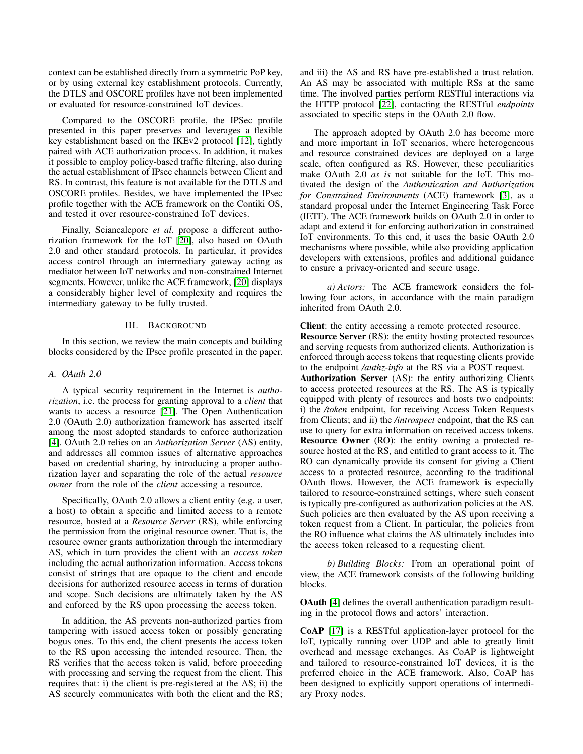context can be established directly from a symmetric PoP key, or by using external key establishment protocols. Currently, the DTLS and OSCORE profiles have not been implemented or evaluated for resource-constrained IoT devices.

Compared to the OSCORE profile, the IPSec profile presented in this paper preserves and leverages a flexible key establishment based on the IKEv2 protocol [12], tightly paired with ACE authorization process. In addition, it makes it possible to employ policy-based traffic filtering, also during the actual establishment of IPsec channels between Client and RS. In contrast, this feature is not available for the DTLS and OSCORE profiles. Besides, we have implemented the IPsec profile together with the ACE framework on the Contiki OS, and tested it over resource-constrained IoT devices.

Finally, Sciancalepore *et al.* propose a different authorization framework for the IoT [20], also based on OAuth 2.0 and other standard protocols. In particular, it provides access control through an intermediary gateway acting as mediator between IoT networks and non-constrained Internet segments. However, unlike the ACE framework, [20] displays a considerably higher level of complexity and requires the intermediary gateway to be fully trusted.

## III. Background

In this section, we review the main concepts and building blocks considered by the IPsec profile presented in the paper.

### A. OAuth 2.0

A typical security requirement in the Internet is *authorization*, i.e. the process for granting approval to a *client* that wants to access a resource [21]. The Open Authentication 2.0 (OAuth 2.0) authorization framework has asserted itself among the most adopted standards to enforce authorization [4]. OAuth 2.0 relies on an *Authorization Server* (AS) entity, and addresses all common issues of alternative approaches based on credential sharing, by introducing a proper authorization layer and separating the role of the actual *resource owner* from the role of the *client* accessing a resource.

Specifically, OAuth 2.0 allows a client entity (e.g. a user, a host) to obtain a specific and limited access to a remote resource, hosted at a *Resource Server* (RS), while enforcing the permission from the original resource owner. That is, the resource owner grants authorization through the intermediary AS, which in turn provides the client with an *access token* including the actual authorization information. Access tokens consist of strings that are opaque to the client and encode decisions for authorized resource access in terms of duration and scope. Such decisions are ultimately taken by the AS and enforced by the RS upon processing the access token.

In addition, the AS prevents non-authorized parties from tampering with issued access token or possibly generating bogus ones. To this end, the client presents the access token to the RS upon accessing the intended resource. Then, the RS verifies that the access token is valid, before proceeding with processing and serving the request from the client. This requires that: i) the client is pre-registered at the AS; ii) the AS securely communicates with both the client and the RS; and iii) the AS and RS have pre-established a trust relation. An AS may be associated with multiple RSs at the same time. The involved parties perform RESTful interactions via the HTTP protocol [22], contacting the RESTful *endpoints* associated to specific steps in the OAuth 2.0 flow.

The approach adopted by OAuth 2.0 has become more and more important in IoT scenarios, where heterogeneous and resource constrained devices are deployed on a large scale, often configured as RS. However, these peculiarities make OAuth 2.0 *as is* not suitable for the IoT. This motivated the design of the *Authentication and Authorization for Constrained Environments* (ACE) framework [3], as a standard proposal under the Internet Engineering Task Force (IETF). The ACE framework builds on OAuth 2.0 in order to adapt and extend it for enforcing authorization in constrained IoT environments. To this end, it uses the basic OAuth 2.0 mechanisms where possible, while also providing application developers with extensions, profiles and additional guidance to ensure a privacy-oriented and secure usage.

*a) Actors:* The ACE framework considers the following four actors, in accordance with the main paradigm inherited from OAuth 2.0.

**Client**: the entity accessing a remote protected resource.
**Resource Server** (RS): the entity hosting protected resources and serving requests from authorized clients. Authorization is enforced through access tokens that requesting clients provide to the endpoint */authz-info* at the RS via a POST request.
**Authorization Server** (AS): the entity authorizing Clients to access protected resources at the RS. The AS is typically equipped with plenty of resources and hosts two endpoints: i) the */token* endpoint, for receiving Access Token Requests from Clients; and ii) the */introspect* endpoint, that the RS can use to query for extra information on received access tokens.
**Resource Owner** (RO): the entity owning a protected resource hosted at the RS, and entitled to grant access to it. The RO can dynamically provide its consent for giving a Client access to a protected resource, according to the traditional OAuth flows. However, the ACE framework is especially tailored to resource-constrained settings, where such consent is typically pre-configured as authorization policies at the AS. Such policies are then evaluated by the AS upon receiving a token request from a Client. In particular, the policies from the RO influence what claims the AS ultimately includes into the access token released to a requesting client.

*b) Building Blocks:* From an operational point of view, the ACE framework consists of the following building blocks.

**OAuth** [4] defines the overall authentication paradigm resulting in the protocol flows and actors' interaction.

**CoAP** [17] is a RESTful application-layer protocol for the IoT, typically running over UDP and able to greatly limit overhead and message exchanges. As CoAP is lightweight and tailored to resource-constrained IoT devices, it is the preferred choice in the ACE framework. Also, CoAP has been designed to explicitly support operations of intermediary Proxy nodes.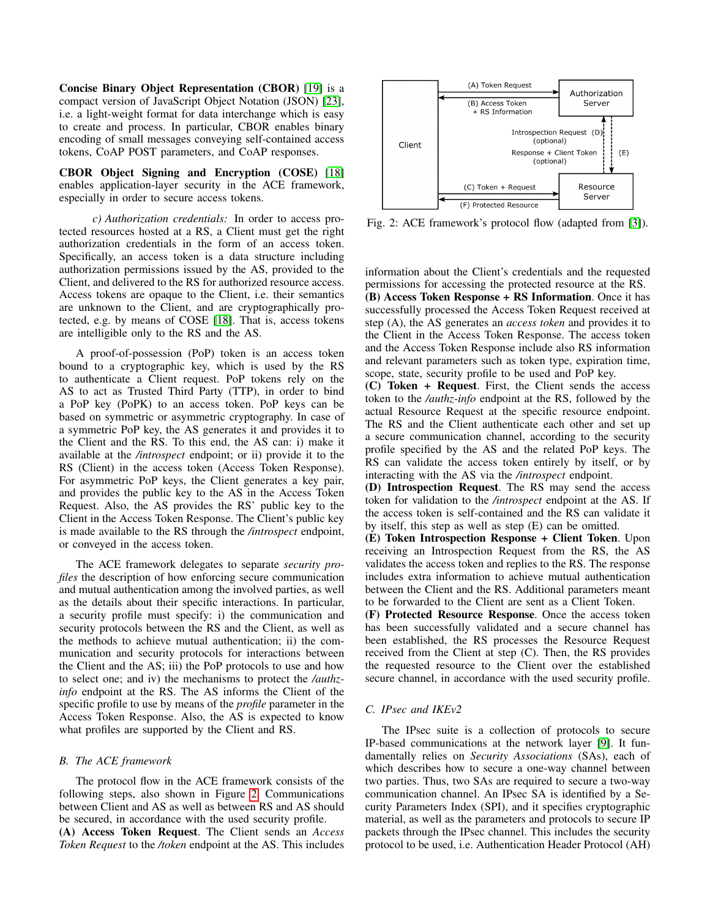**Concise Binary Object Representation (CBOR)** [19] is a compact version of JavaScript Object Notation (JSON) [23], i.e. a light-weight format for data interchange which is easy to create and process. In particular, CBOR enables binary encoding of small messages conveying self-contained access tokens, CoAP POST parameters, and CoAP responses.

**CBOR Object Signing and Encryption (COSE)** [18] enables application-layer security in the ACE framework, especially in order to secure access tokens.

*c) Authorization credentials:* In order to access protected resources hosted at a RS, a Client must get the right authorization credentials in the form of an access token. Specifically, an access token is a data structure including authorization permissions issued by the AS, provided to the Client, and delivered to the RS for authorized resource access. Access tokens are opaque to the Client, i.e. their semantics are unknown to the Client, and are cryptographically protected, e.g. by means of COSE [18]. That is, access tokens are intelligible only to the RS and the AS.

A proof-of-possession (PoP) token is an access token bound to a cryptographic key, which is used by the RS to authenticate a Client request. PoP tokens rely on the AS to act as Trusted Third Party (TTP), in order to bind a PoP key (PoPK) to an access token. PoP keys can be based on symmetric or asymmetric cryptography. In case of a symmetric PoP key, the AS generates it and provides it to the Client and the RS. To this end, the AS can: i) make it available at the */introspect* endpoint; or ii) provide it to the RS (Client) in the access token (Access Token Response). For asymmetric PoP keys, the Client generates a key pair, and provides the public key to the AS in the Access Token Request. Also, the AS provides the RS' public key to the Client in the Access Token Response. The Client's public key is made available to the RS through the */introspect* endpoint, or conveyed in the access token.

The ACE framework delegates to separate *security profiles* the description of how enforcing secure communication and mutual authentication among the involved parties, as well as the details about their specific interactions. In particular, a security profile must specify: i) the communication and security protocols between the RS and the Client, as well as the methods to achieve mutual authentication; ii) the communication and security protocols for interactions between the Client and the AS; iii) the PoP protocols to use and how to select one; and iv) the mechanisms to protect the */authz-info* endpoint at the RS. The AS informs the Client of the specific profile to use by means of the *profile* parameter in the Access Token Response. Also, the AS is expected to know what profiles are supported by the Client and RS.

### B. The ACE framework

The protocol flow in the ACE framework consists of the following steps, also shown in Figure 2. Communications between Client and AS as well as between RS and AS should be secured, in accordance with the used security profile.

**(A) Access Token Request**. The Client sends an *Access Token Request* to the */token* endpoint at the AS. This includes information about the Client's credentials and the requested permissions for accessing the protected resource at the RS.

(A) Token Request
(B) Access Token + RS Information
Authorization Server
Client
Introspection Request (D) (optional)
Response + Client Token (optional)
(E)
(C) Token + Request
(F) Protected Resource
Resource Server

Fig. 2: ACE framework's protocol flow (adapted from [3]).

**(B) Access Token Response + RS Information**. Once it has successfully processed the Access Token Request received at step (A), the AS generates an *access token* and provides it to the Client in the Access Token Response. The access token and the Access Token Response include also RS information and relevant parameters such as token type, expiration time, scope, state, security profile to be used and PoP key.

**(C) Token + Request**. First, the Client sends the access token to the */authz-info* endpoint at the RS, followed by the actual Resource Request at the specific resource endpoint. The RS and the Client authenticate each other and set up a secure communication channel, according to the security profile specified by the AS and the related PoP keys. The RS can validate the access token entirely by itself, or by interacting with the AS via the */introspect* endpoint.

**(D) Introspection Request**. The RS may send the access token for validation to the */introspect* endpoint at the AS. If the access token is self-contained and the RS can validate it by itself, this step as well as step (E) can be omitted.

**(E) Token Introspection Response + Client Token**. Upon receiving an Introspection Request from the RS, the AS validates the access token and replies to the RS. The response includes extra information to achieve mutual authentication between the Client and the RS. Additional parameters meant to be forwarded to the Client are sent as a Client Token.

**(F) Protected Resource Response**. Once the access token has been successfully validated and a secure channel has been established, the RS processes the Resource Request received from the Client at step (C). Then, the RS provides the requested resource to the Client over the established secure channel, in accordance with the used security profile.

### C. IPsec and IKEv2

The IPsec suite is a collection of protocols to secure IP-based communications at the network layer [9]. It fundamentally relies on *Security Associations* (SAs), each of which describes how to secure a one-way channel between two parties. Thus, two SAs are required to secure a two-way communication channel. An IPsec SA is identified by a Security Parameters Index (SPI), and it specifies cryptographic material, as well as the parameters and protocols to secure IP packets through the IPsec channel. This includes the security protocol to be used, i.e. Authentication Header Protocol (AH)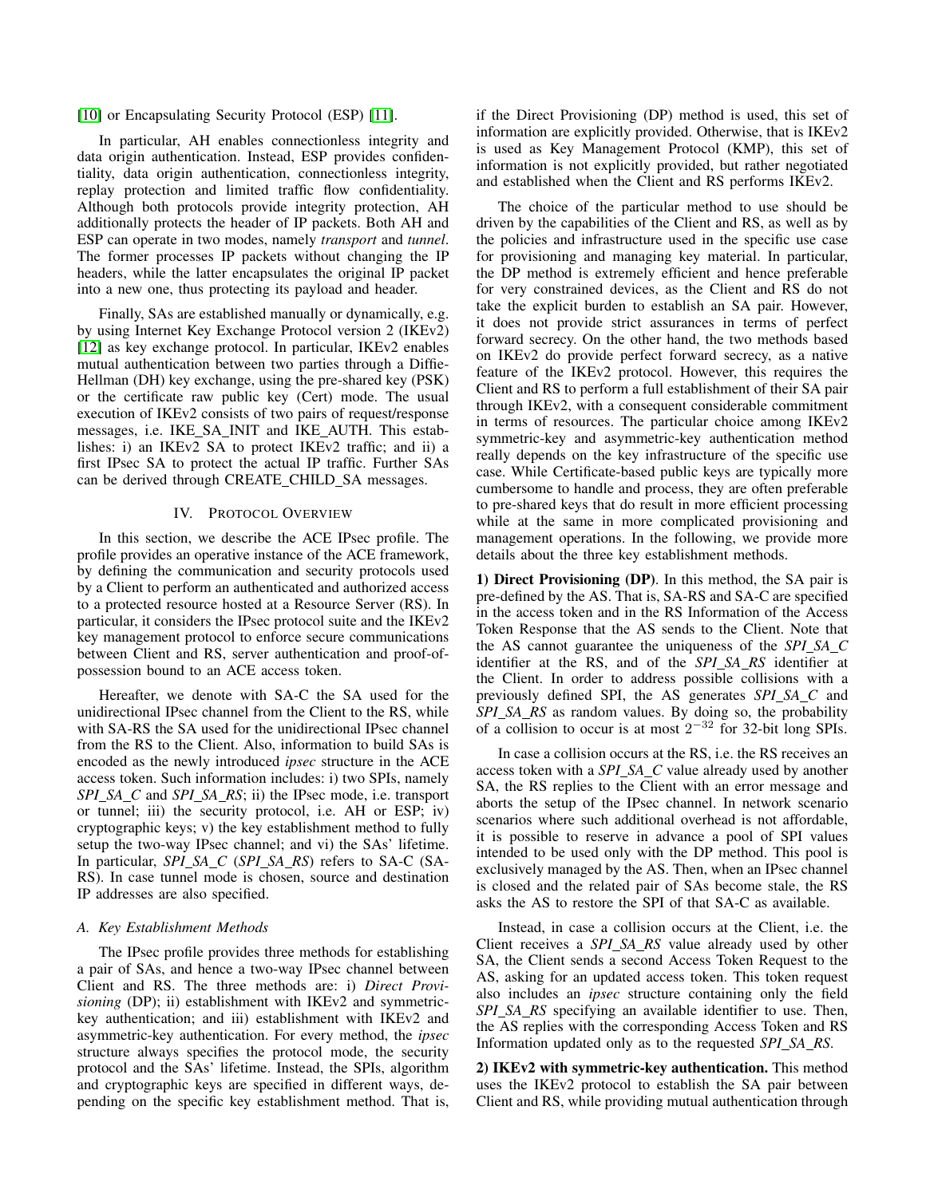[10] or Encapsulating Security Protocol (ESP) [11].

In particular, AH enables connectionless integrity and data origin authentication. Instead, ESP provides confidentiality, data origin authentication, connectionless integrity, replay protection and limited traffic flow confidentiality. Although both protocols provide integrity protection, AH additionally protects the header of IP packets. Both AH and ESP can operate in two modes, namely *transport* and *tunnel*. The former processes IP packets without changing the IP headers, while the latter encapsulates the original IP packet into a new one, thus protecting its payload and header.

Finally, SAs are established manually or dynamically, e.g. by using Internet Key Exchange Protocol version 2 (IKEv2) [12] as key exchange protocol. In particular, IKEv2 enables mutual authentication between two parties through a Diffie-Hellman (DH) key exchange, using the pre-shared key (PSK) or the certificate raw public key (Cert) mode. The usual execution of IKEv2 consists of two pairs of request/response messages, i.e. IKE_SA_INIT and IKE_AUTH. This establishes: i) an IKEv2 SA to protect IKEv2 traffic; and ii) a first IPsec SA to protect the actual IP traffic. Further SAs can be derived through CREATE_CHILD_SA messages.

## IV. Protocol Overview

In this section, we describe the ACE IPsec profile. The profile provides an operative instance of the ACE framework, by defining the communication and security protocols used by a Client to perform an authenticated and authorized access to a protected resource hosted at a Resource Server (RS). In particular, it considers the IPsec protocol suite and the IKEv2 key management protocol to enforce secure communications between Client and RS, server authentication and proof-of-possession bound to an ACE access token.

Hereafter, we denote with SA-C the SA used for the unidirectional IPsec channel from the Client to the RS, while with SA-RS the SA used for the unidirectional IPsec channel from the RS to the Client. Also, information to build SAs is encoded as the newly introduced *ipsec* structure in the ACE access token. Such information includes: i) two SPIs, namely *SPI_SA_C* and *SPI_SA_RS*; ii) the IPsec mode, i.e. transport or tunnel; iii) the security protocol, i.e. AH or ESP; iv) cryptographic keys; v) the key establishment method to fully setup the two-way IPsec channel; and vi) the SAs' lifetime. In particular, *SPI_SA_C* (*SPI_SA_RS*) refers to SA-C (SA-RS). In case tunnel mode is chosen, source and destination IP addresses are also specified.

### A. Key Establishment Methods

The IPsec profile provides three methods for establishing a pair of SAs, and hence a two-way IPsec channel between Client and RS. The three methods are: i) *Direct Provisioning* (DP); ii) establishment with IKEv2 and symmetric-key authentication; and iii) establishment with IKEv2 and asymmetric-key authentication. For every method, the *ipsec* structure always specifies the protocol mode, the security protocol and the SAs' lifetime. Instead, the SPIs, algorithm and cryptographic keys are specified in different ways, depending on the specific key establishment method. That is, if the Direct Provisioning (DP) method is used, this set of information are explicitly provided. Otherwise, that is IKEv2 is used as Key Management Protocol (KMP), this set of information is not explicitly provided, but rather negotiated and established when the Client and RS performs IKEv2.

The choice of the particular method to use should be driven by the capabilities of the Client and RS, as well as by the policies and infrastructure used in the specific use case for provisioning and managing key material. In particular, the DP method is extremely efficient and hence preferable for very constrained devices, as the Client and RS do not take the explicit burden to establish an SA pair. However, it does not provide strict assurances in terms of perfect forward secrecy. On the other hand, the two methods based on IKEv2 do provide perfect forward secrecy, as a native feature of the IKEv2 protocol. However, this requires the Client and RS to perform a full establishment of their SA pair through IKEv2, with a consequent considerable commitment in terms of resources. The particular choice among IKEv2 symmetric-key and asymmetric-key authentication method really depends on the key infrastructure of the specific use case. While Certificate-based public keys are typically more cumbersome to handle and process, they are often preferable to pre-shared keys that do result in more efficient processing while at the same in more complicated provisioning and management operations. In the following, we provide more details about the three key establishment methods.

**1) Direct Provisioning (DP).** In this method, the SA pair is pre-defined by the AS. That is, SA-RS and SA-C are specified in the access token and in the RS Information of the Access Token Response that the AS sends to the Client. Note that the AS cannot guarantee the uniqueness of the *SPI_SA_C* identifier at the RS, and of the *SPI_SA_RS* identifier at the Client. In order to address possible collisions with a previously defined SPI, the AS generates *SPI_SA_C* and *SPI_SA_RS* as random values. By doing so, the probability of a collision to occur is at most $2^{-32}$ for 32-bit long SPIs.

In case a collision occurs at the RS, i.e. the RS receives an access token with a *SPI_SA_C* value already used by another SA, the RS replies to the Client with an error message and aborts the setup of the IPsec channel. In network scenario scenarios where such additional overhead is not affordable, it is possible to reserve in advance a pool of SPI values intended to be used only with the DP method. This pool is exclusively managed by the AS. Then, when an IPsec channel is closed and the related pair of SAs become stale, the RS asks the AS to restore the SPI of that SA-C as available.

Instead, in case a collision occurs at the Client, i.e. the Client receives a *SPI_SA_RS* value already used by other SA, the Client sends a second Access Token Request to the AS, asking for an updated access token. This token request also includes an *ipsec* structure containing only the field *SPI_SA_RS* specifying an available identifier to use. Then, the AS replies with the corresponding Access Token and RS Information updated only as to the requested *SPI_SA_RS*.

**2) IKEv2 with symmetric-key authentication.** This method uses the IKEv2 protocol to establish the SA pair between Client and RS, while providing mutual authentication through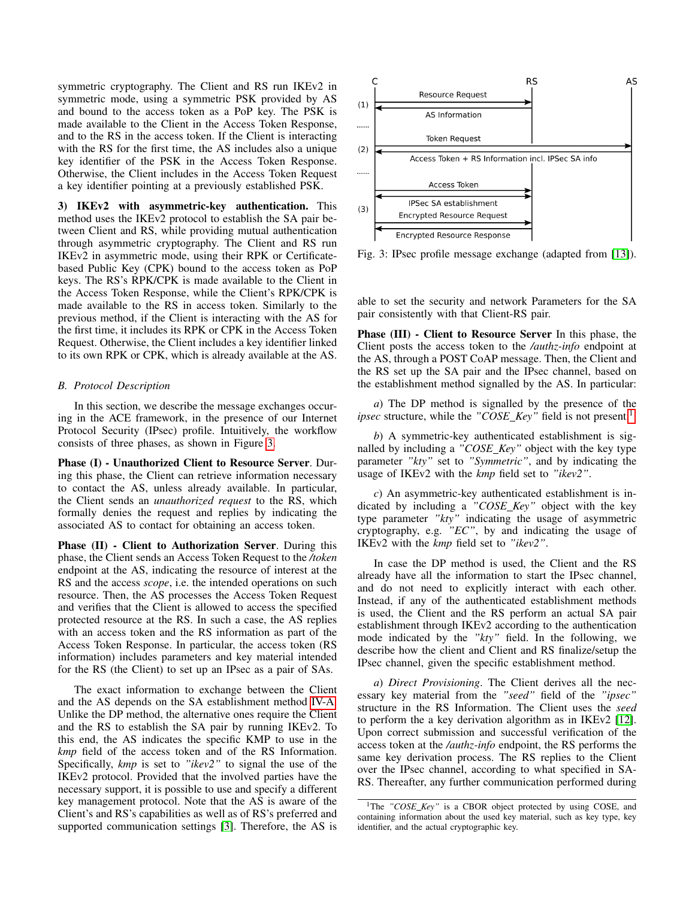symmetric cryptography. The Client and RS run IKEv2 in symmetric mode, using a symmetric PSK provided by AS and bound to the access token as a PoP key. The PSK is made available to the Client in the Access Token Response, and to the RS in the access token. If the Client is interacting with the RS for the first time, the AS includes also a unique key identifier of the PSK in the Access Token Response. Otherwise, the Client includes in the Access Token Request a key identifier pointing at a previously established PSK.

**3) IKEv2 with asymmetric-key authentication.** This method uses the IKEv2 protocol to establish the SA pair between Client and RS, while providing mutual authentication through asymmetric cryptography. The Client and RS run IKEv2 in asymmetric mode, using their RPK or Certificate-based Public Key (CPK) bound to the access token as PoP keys. The RS's RPK/CPK is made available to the Client in the Access Token Response, while the Client's RPK/CPK is made available to the RS in access token. Similarly to the previous method, if the Client is interacting with the AS for the first time, it includes its RPK or CPK in the Access Token Request. Otherwise, the Client includes a key identifier linked to its own RPK or CPK, which is already available at the AS.

### B. Protocol Description

In this section, we describe the message exchanges occurring in the ACE framework, in the presence of our Internet Protocol Security (IPsec) profile. Intuitively, the workflow consists of three phases, as shown in Figure 3.

**Phase (I) - Unauthorized Client to Resource Server**. During this phase, the Client can retrieve information necessary to contact the AS, unless already available. In particular, the Client sends an *unauthorized request* to the RS, which formally denies the request and replies by indicating the associated AS to contact for obtaining an access token.

**Phase (II) - Client to Authorization Server**. During this phase, the Client sends an Access Token Request to the */token* endpoint at the AS, indicating the resource of interest at the RS and the access *scope*, i.e. the intended operations on such resource. Then, the AS processes the Access Token Request and verifies that the Client is allowed to access the specified protected resource at the RS. In such a case, the AS replies with an access token and the RS information as part of the Access Token Response. In particular, the access token (RS information) includes parameters and key material intended for the RS (the Client) to set up an IPsec as a pair of SAs.

The exact information to exchange between the Client and the AS depends on the SA establishment method IV-A. Unlike the DP method, the alternative ones require the Client and the RS to establish the SA pair by running IKEv2. To this end, the AS indicates the specific KMP to use in the *kmp* field of the access token and of the RS Information. Specifically, *kmp* is set to *"ikev2"* to signal the use of the IKEv2 protocol. Provided that the involved parties have the necessary support, it is possible to use and specify a different key management protocol. Note that the AS is aware of the Client's and RS's capabilities as well as of RS's preferred and supported communication settings [3]. Therefore, the AS is

C
RS
AS
(1)
Resource Request
AS Information
(2)
Token Request
Access Token + RS Information incl. IPSec SA info
(3)
Access Token
IPSec SA establishment
Encrypted Resource Request
Encrypted Resource Response

Fig. 3: IPsec profile message exchange (adapted from [13]).

able to set the security and network Parameters for the SA pair consistently with that Client-RS pair.

**Phase (III) - Client to Resource Server** In this phase, the Client posts the access token to the */authz-info* endpoint at the AS, through a POST CoAP message. Then, the Client and the RS set up the SA pair and the IPsec channel, based on the establishment method signalled by the AS. In particular:

*a)* The DP method is signalled by the presence of the *ipsec* structure, while the *"COSE_Key"* field is not present[1].

*b)* A symmetric-key authenticated establishment is signalled by including a *"COSE_Key"* object with the key type parameter *"kty"* set to *"Symmetric"*, and by indicating the usage of IKEv2 with the *kmp* field set to *"ikev2"*.

*c)* An asymmetric-key authenticated establishment is indicated by including a *"COSE_Key"* object with the key type parameter *"kty"* indicating the usage of asymmetric cryptography, e.g. *"EC"*, by and indicating the usage of IKEv2 with the *kmp* field set to *"ikev2"*.

In case the DP method is used, the Client and the RS already have all the information to start the IPsec channel, and do not need to explicitly interact with each other. Instead, if any of the authenticated establishment methods is used, the Client and the RS perform an actual SA pair establishment through IKEv2 according to the authentication mode indicated by the *"kty"* field. In the following, we describe how the client and Client and RS finalize/setup the IPsec channel, given the specific establishment method.

*a) Direct Provisioning*. The Client derives all the necessary key material from the *"seed"* field of the *"ipsec"* structure in the RS Information. The Client uses the *seed* to perform the a key derivation algorithm as in IKEv2 [12]. Upon correct submission and successful verification of the access token at the */authz-info* endpoint, the RS performs the same key derivation process. The RS replies to the Client over the IPsec channel, according to what specified in SA-RS. Thereafter, any further communication performed during

[1]The *"COSE_Key"* is a CBOR object protected by using COSE, and containing information about the used key material, such as key type, key identifier, and the actual cryptographic key.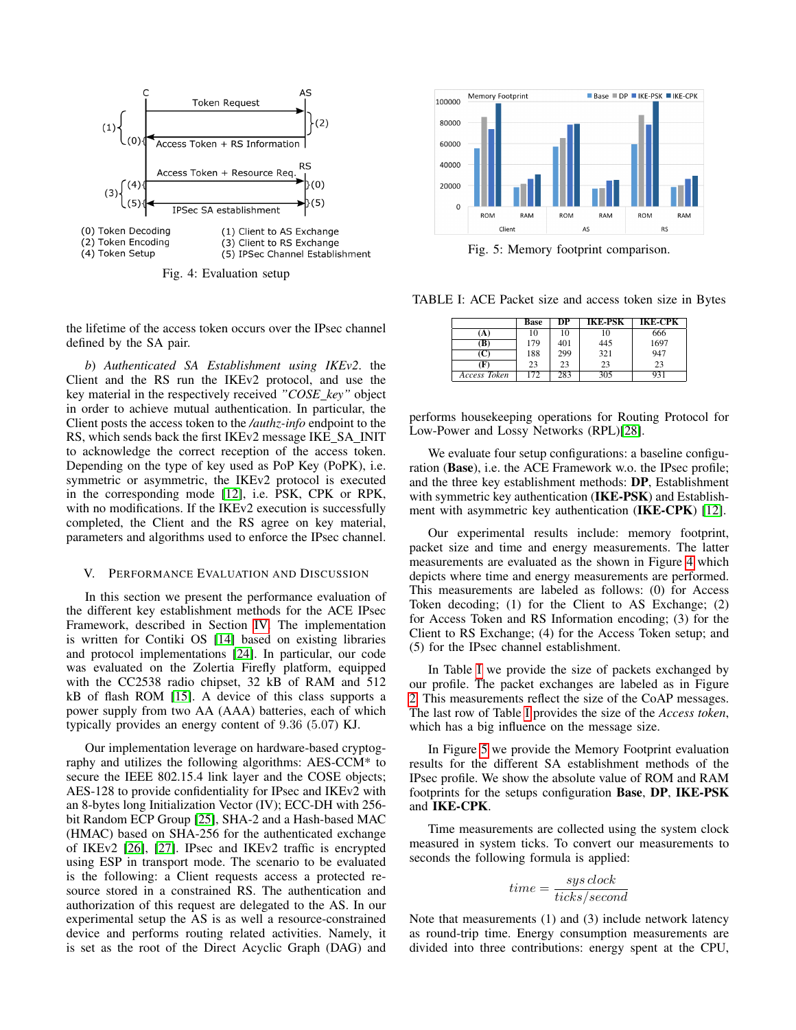Fig. 4: Evaluation setup

Fig. 5: Memory footprint comparison.

TABLE I: ACE Packet size and access token size in Bytes

| | Base | DP | IKE-PSK | IKE-CPK |
|---|---|---|---|---|
| (A) | 10 | 10 | 10 | 666 |
| (B) | 179 | 401 | 445 | 1697 |
| (C) | 188 | 299 | 321 | 947 |
| (F) | 23 | 23 | 23 | 23 |
| *Access Token* | 172 | 283 | 305 | 931 |

the lifetime of the access token occurs over the IPsec channel defined by the SA pair.

*b) Authenticated SA Establishment using IKEv2.* the Client and the RS run the IKEv2 protocol, and use the key material in the respectively received *"COSE_key"* object in order to achieve mutual authentication. In particular, the Client posts the access token to the */authz-info* endpoint to the RS, which sends back the first IKEv2 message IKE_SA_INIT to acknowledge the correct reception of the access token. Depending on the type of key used as PoP Key (PoPK), i.e. symmetric or asymmetric, the IKEv2 protocol is executed in the corresponding mode [12], i.e. PSK, CPK or RPK, with no modifications. If the IKEv2 execution is successfully completed, the Client and the RS agree on key material, parameters and algorithms used to enforce the IPsec channel.

## V. Performance Evaluation and Discussion

In this section we present the performance evaluation of the different key establishment methods for the ACE IPsec Framework, described in Section IV. The implementation is written for Contiki OS [14] based on existing libraries and protocol implementations [24]. In particular, our code was evaluated on the Zolertia Firefly platform, equipped with the CC2538 radio chipset, 32 kB of RAM and 512 kB of flash ROM [15]. A device of this class supports a power supply from two AA (AAA) batteries, each of which typically provides an energy content of 9.36 (5.07) KJ.

Our implementation leverage on hardware-based cryptography and utilizes the following algorithms: AES-CCM* to secure the IEEE 802.15.4 link layer and the COSE objects; AES-128 to provide confidentiality for IPsec and IKEv2 with an 8-bytes long Initialization Vector (IV); ECC-DH with 256-bit Random ECP Group [25], SHA-2 and a Hash-based MAC (HMAC) based on SHA-256 for the authenticated exchange of IKEv2 [26], [27]. IPsec and IKEv2 traffic is encrypted using ESP in transport mode. The scenario to be evaluated is the following: a Client requests access a protected resource stored in a constrained RS. The authentication and authorization of this request are delegated to the AS. In our experimental setup the AS is as well a resource-constrained device and performs routing related activities. Namely, it is set as the root of the Direct Acyclic Graph (DAG) and performs housekeeping operations for Routing Protocol for Low-Power and Lossy Networks (RPL)[28].

We evaluate four setup configurations: a baseline configuration (**Base**), i.e. the ACE Framework w.o. the IPsec profile; and the three key establishment methods: **DP**, Establishment with symmetric key authentication (**IKE-PSK**) and Establishment with asymmetric key authentication (**IKE-CPK**) [12].

Our experimental results include: memory footprint, packet size and time and energy measurements. The latter measurements are evaluated as the shown in Figure 4 which depicts where time and energy measurements are performed. This measurements are labeled as follows: (0) for Access Token decoding; (1) for the Client to AS Exchange; (2) for Access Token and RS Information encoding; (3) for the Client to RS Exchange; (4) for the Access Token setup; and (5) for the IPsec channel establishment.

In Table I we provide the size of packets exchanged by our profile. The packet exchanges are labeled as in Figure 2. This measurements reflect the size of the CoAP messages. The last row of Table I provides the size of the *Access token*, which has a big influence on the message size.

In Figure 5 we provide the Memory Footprint evaluation results for the different SA establishment methods of the IPsec profile. We show the absolute value of ROM and RAM footprints for the setups configuration **Base**, **DP**, **IKE-PSK** and **IKE-CPK**.

Time measurements are collected using the system clock measured in system ticks. To convert our measurements to seconds the following formula is applied:

$$time = \frac{sys\,clock}{ticks/second}$$

Note that measurements (1) and (3) include network latency as round-trip time. Energy consumption measurements are divided into three contributions: energy spent at the CPU,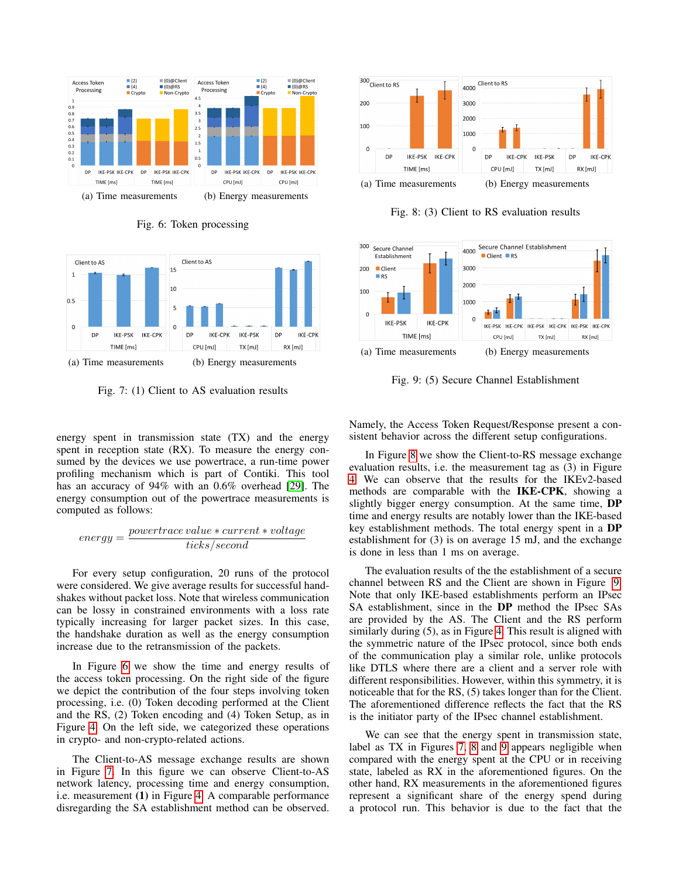(a) Time measurements (b) Energy measurements

Fig. 6: Token processing

(a) Time measurements (b) Energy measurements

Fig. 7: (1) Client to AS evaluation results

(a) Time measurements (b) Energy measurements

Fig. 8: (3) Client to RS evaluation results

(a) Time measurements (b) Energy measurements

Fig. 9: (5) Secure Channel Establishment

energy spent in transmission state (TX) and the energy spent in reception state (RX). To measure the energy consumed by the devices we use powertrace, a run-time power profiling mechanism which is part of Contiki. This tool has an accuracy of 94% with an 0.6% overhead [29]. The energy consumption out of the powertrace measurements is computed as follows:

$$energy = \frac{powertrace\ value * current * voltage}{ticks/second}$$

For every setup configuration, 20 runs of the protocol were considered. We give average results for successful handshakes without packet loss. Note that wireless communication can be lossy in constrained environments with a loss rate typically increasing for larger packet sizes. In this case, the handshake duration as well as the energy consumption increase due to the retransmission of the packets.

In Figure 6 we show the time and energy results of the access token processing. On the right side of the figure we depict the contribution of the four steps involving token processing, i.e. (0) Token decoding performed at the Client and the RS, (2) Token encoding and (4) Token Setup, as in Figure 4. On the left side, we categorized these operations in crypto- and non-crypto-related actions.

The Client-to-AS message exchange results are shown in Figure 7. In this figure we can observe Client-to-AS network latency, processing time and energy consumption, i.e. measurement **(1)** in Figure 4. A comparable performance disregarding the SA establishment method can be observed. Namely, the Access Token Request/Response present a consistent behavior across the different setup configurations.

In Figure 8 we show the Client-to-RS message exchange evaluation results, i.e. the measurement tag as (3) in Figure 4. We can observe that the results for the IKEv2-based methods are comparable with the **IKE-CPK**, showing a slightly bigger energy consumption. At the same time, **DP** time and energy results are notably lower than the IKE-based key establishment methods. The total energy spent in a **DP** establishment for (3) is on average 15 mJ, and the exchange is done in less than 1 ms on average.

The evaluation results of the the establishment of a secure channel between RS and the Client are shown in Figure 9. Note that only IKE-based establishments perform an IPsec SA establishment, since in the **DP** method the IPsec SAs are provided by the AS. The Client and the RS perform similarly during (5), as in Figure 4. This result is aligned with the symmetric nature of the IPsec protocol, since both ends of the communication play a similar role, unlike protocols like DTLS where there are a client and a server role with different responsibilities. However, within this symmetry, it is noticeable that for the RS, (5) takes longer than for the Client. The aforementioned difference reflects the fact that the RS is the initiator party of the IPsec channel establishment.

We can see that the energy spent in transmission state, label as TX in Figures 7, 8 and 9 appears negligible when compared with the energy spent at the CPU or in receiving state, labeled as RX in the aforementioned figures. On the other hand, RX measurements in the aforementioned figures represent a significant share of the energy spend during a protocol run. This behavior is due to the fact that the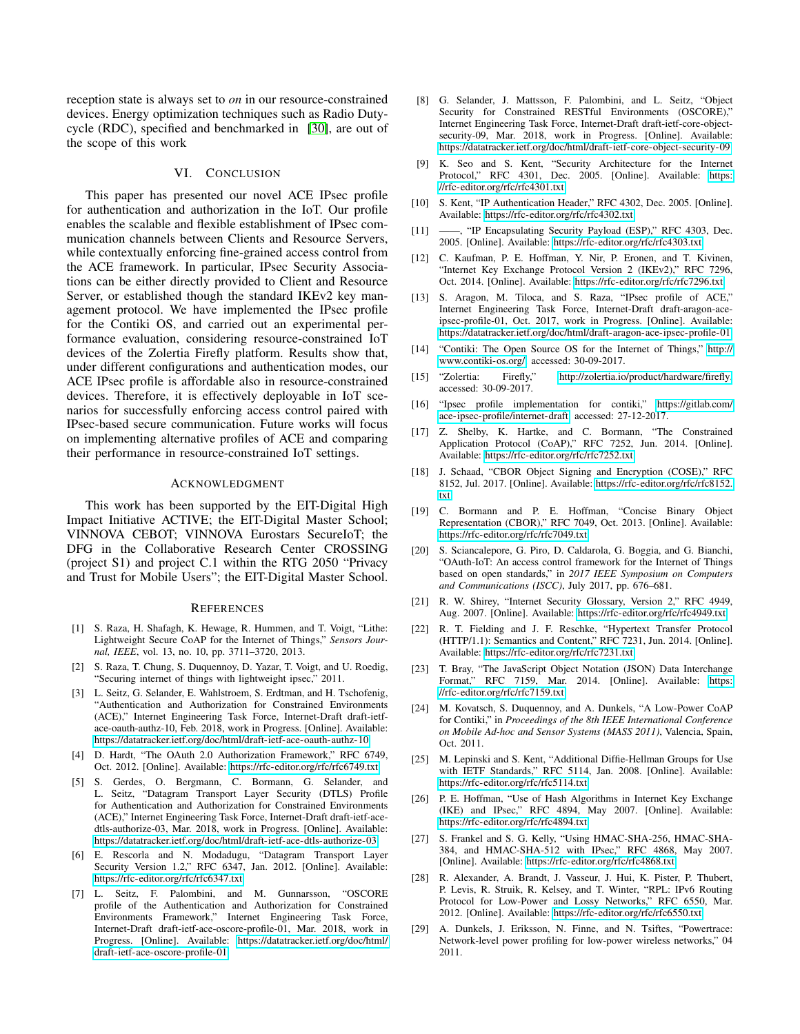reception state is always set to *on* in our resource-constrained devices. Energy optimization techniques such as Radio Duty-cycle (RDC), specified and benchmarked in [30], are out of the scope of this work

## VI. Conclusion

This paper has presented our novel ACE IPsec profile for authentication and authorization in the IoT. Our profile enables the scalable and flexible establishment of IPsec communication channels between Clients and Resource Servers, while contextually enforcing fine-grained access control from the ACE framework. In particular, IPsec Security Associations can be either directly provided to Client and Resource Server, or established though the standard IKEv2 key management protocol. We have implemented the IPsec profile for the Contiki OS, and carried out an experimental performance evaluation, considering resource-constrained IoT devices of the Zolertia Firefly platform. Results show that, under different configurations and authentication modes, our ACE IPsec profile is affordable also in resource-constrained devices. Therefore, it is effectively deployable in IoT scenarios for successfully enforcing access control paired with IPsec-based secure communication. Future works will focus on implementing alternative profiles of ACE and comparing their performance in resource-constrained IoT settings.

## Acknowledgment

This work has been supported by the EIT-Digital High Impact Initiative ACTIVE; the EIT-Digital Master School; VINNOVA CEBOT; VINNOVA Eurostars SecureIoT; the DFG in the Collaborative Research Center CROSSING (project S1) and project C.1 within the RTG 2050 "Privacy and Trust for Mobile Users"; the EIT-Digital Master School.

## References

[1] S. Raza, H. Shafagh, K. Hewage, R. Hummen, and T. Voigt, "Lithe: Lightweight Secure CoAP for the Internet of Things," *Sensors Journal, IEEE*, vol. 13, no. 10, pp. 3711–3720, 2013.

[2] S. Raza, T. Chung, S. Duquennoy, D. Yazar, T. Voigt, and U. Roedig, "Securing internet of things with lightweight ipsec," 2011.

[3] L. Seitz, G. Selander, E. Wahlstroem, S. Erdtman, and H. Tschofenig, "Authentication and Authorization for Constrained Environments (ACE)," Internet Engineering Task Force, Internet-Draft draft-ietf-ace-oauth-authz-10, Feb. 2018, work in Progress. [Online]. Available: https://datatracker.ietf.org/doc/html/draft-ietf-ace-oauth-authz-10

[4] D. Hardt, "The OAuth 2.0 Authorization Framework," RFC 6749, Oct. 2012. [Online]. Available: https://rfc-editor.org/rfc/rfc6749.txt

[5] S. Gerdes, O. Bergmann, C. Bormann, G. Selander, and L. Seitz, "Datagram Transport Layer Security (DTLS) Profile for Authentication and Authorization for Constrained Environments (ACE)," Internet Engineering Task Force, Internet-Draft draft-ietf-ace-dtls-authorize-03, Mar. 2018, work in Progress. [Online]. Available: https://datatracker.ietf.org/doc/html/draft-ietf-ace-dtls-authorize-03

[6] E. Rescorla and N. Modadugu, "Datagram Transport Layer Security Version 1.2," RFC 6347, Jan. 2012. [Online]. Available: https://rfc-editor.org/rfc/rfc6347.txt

[7] L. Seitz, F. Palombini, and M. Gunnarsson, "OSCORE profile of the Authentication and Authorization for Constrained Environments Framework," Internet Engineering Task Force, Internet-Draft draft-ietf-ace-oscore-profile-01, Mar. 2018, work in Progress. [Online]. Available: https://datatracker.ietf.org/doc/html/draft-ietf-ace-oscore-profile-01

[8] G. Selander, J. Mattsson, F. Palombini, and L. Seitz, "Object Security for Constrained RESTful Environments (OSCORE)," Internet Engineering Task Force, Internet-Draft draft-ietf-core-object-security-09, Mar. 2018, work in Progress. [Online]. Available: https://datatracker.ietf.org/doc/html/draft-ietf-core-object-security-09

[9] K. Seo and S. Kent, "Security Architecture for the Internet Protocol," RFC 4301, Dec. 2005. [Online]. Available: https://rfc-editor.org/rfc/rfc4301.txt

[10] S. Kent, "IP Authentication Header," RFC 4302, Dec. 2005. [Online]. Available: https://rfc-editor.org/rfc/rfc4302.txt

[11] ——, "IP Encapsulating Security Payload (ESP)," RFC 4303, Dec. 2005. [Online]. Available: https://rfc-editor.org/rfc/rfc4303.txt

[12] C. Kaufman, P. E. Hoffman, Y. Nir, P. Eronen, and T. Kivinen, "Internet Key Exchange Protocol Version 2 (IKEv2)," RFC 7296, Oct. 2014. [Online]. Available: https://rfc-editor.org/rfc/rfc7296.txt

[13] S. Aragon, M. Tiloca, and S. Raza, "IPsec profile of ACE," Internet Engineering Task Force, Internet-Draft draft-aragon-ace-ipsec-profile-01, Oct. 2017, work in Progress. [Online]. Available: https://datatracker.ietf.org/doc/html/draft-aragon-ace-ipsec-profile-01

[14] "Contiki: The Open Source OS for the Internet of Things," http://www.contiki-os.org/, accessed: 30-09-2017.

[15] "Zolertia: Firefly," http://zolertia.io/product/hardware/firefly, accessed: 30-09-2017.

[16] "Ipsec profile implementation for contiki," https://gitlab.com/ace-ipsec-profile/internet-draft, accessed: 27-12-2017.

[17] Z. Shelby, K. Hartke, and C. Bormann, "The Constrained Application Protocol (CoAP)," RFC 7252, Jun. 2014. [Online]. Available: https://rfc-editor.org/rfc/rfc7252.txt

[18] J. Schaad, "CBOR Object Signing and Encryption (COSE)," RFC 8152, Jul. 2017. [Online]. Available: https://rfc-editor.org/rfc/rfc8152.txt

[19] C. Bormann and P. E. Hoffman, "Concise Binary Object Representation (CBOR)," RFC 7049, Oct. 2013. [Online]. Available: https://rfc-editor.org/rfc/rfc7049.txt

[20] S. Sciancalepore, G. Piro, D. Caldarola, G. Boggia, and G. Bianchi, "OAuth-IoT: An access control framework for the Internet of Things based on open standards," in *2017 IEEE Symposium on Computers and Communications (ISCC)*, July 2017, pp. 676–681.

[21] R. W. Shirey, "Internet Security Glossary, Version 2," RFC 4949, Aug. 2007. [Online]. Available: https://rfc-editor.org/rfc/rfc4949.txt

[22] R. T. Fielding and J. F. Reschke, "Hypertext Transfer Protocol (HTTP/1.1): Semantics and Content," RFC 7231, Jun. 2014. [Online]. Available: https://rfc-editor.org/rfc/rfc7231.txt

[23] T. Bray, "The JavaScript Object Notation (JSON) Data Interchange Format," RFC 7159, Mar. 2014. [Online]. Available: https://rfc-editor.org/rfc/rfc7159.txt

[24] M. Kovatsch, S. Duquennoy, and A. Dunkels, "A Low-Power CoAP for Contiki," in *Proceedings of the 8th IEEE International Conference on Mobile Ad-hoc and Sensor Systems (MASS 2011)*, Valencia, Spain, Oct. 2011.

[25] M. Lepinski and S. Kent, "Additional Diffie-Hellman Groups for Use with IETF Standards," RFC 5114, Jan. 2008. [Online]. Available: https://rfc-editor.org/rfc/rfc5114.txt

[26] P. E. Hoffman, "Use of Hash Algorithms in Internet Key Exchange (IKE) and IPsec," RFC 4894, May 2007. [Online]. Available: https://rfc-editor.org/rfc/rfc4894.txt

[27] S. Frankel and S. G. Kelly, "Using HMAC-SHA-256, HMAC-SHA-384, and HMAC-SHA-512 with IPsec," RFC 4868, May 2007. [Online]. Available: https://rfc-editor.org/rfc/rfc4868.txt

[28] R. Alexander, A. Brandt, J. Vasseur, J. Hui, K. Pister, P. Thubert, P. Levis, R. Struik, R. Kelsey, and T. Winter, "RPL: IPv6 Routing Protocol for Low-Power and Lossy Networks," RFC 6550, Mar. 2012. [Online]. Available: https://rfc-editor.org/rfc/rfc6550.txt

[29] A. Dunkels, J. Eriksson, N. Finne, and N. Tsiftes, "Powertrace: Network-level power profiling for low-power wireless networks," 04 2011.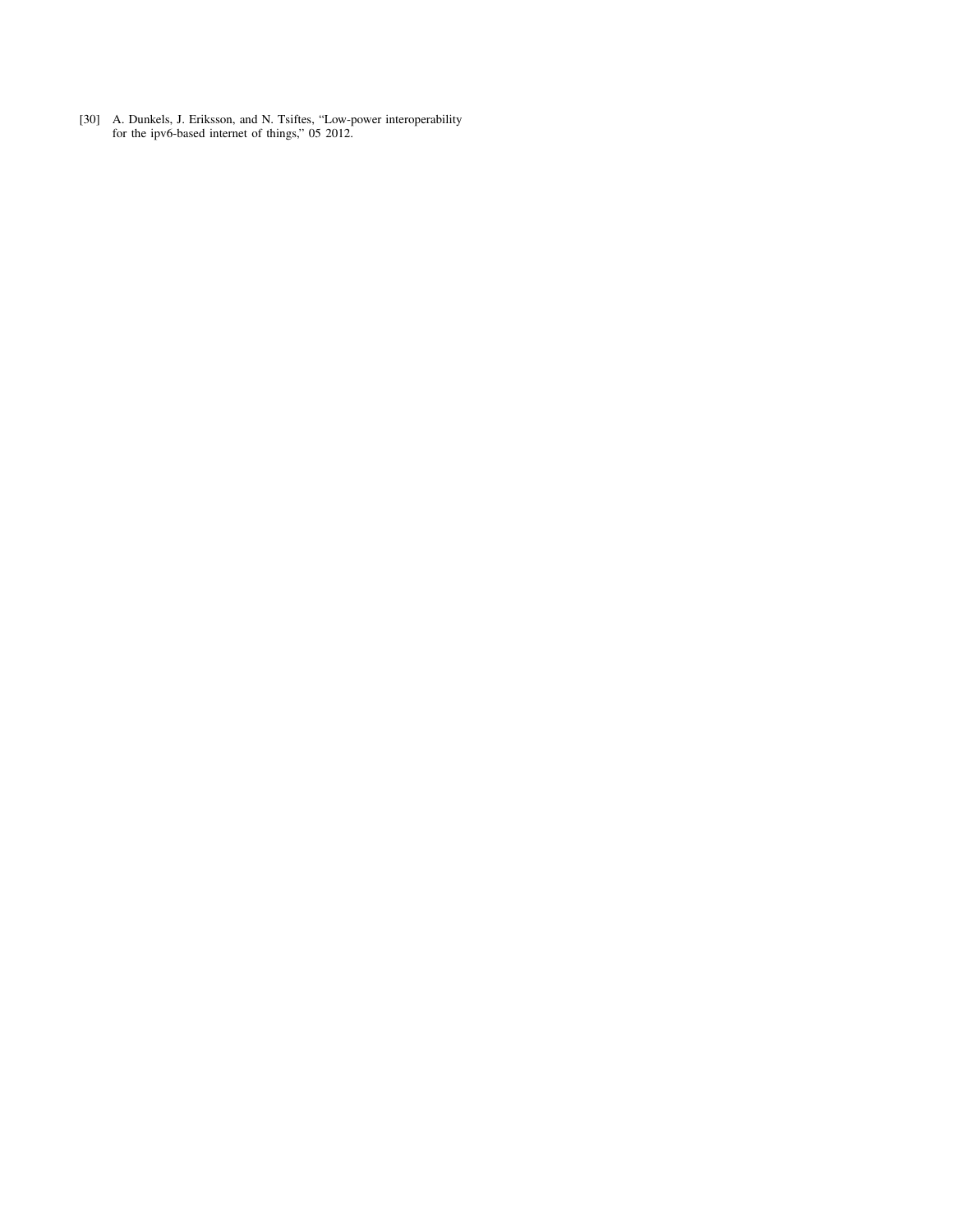[30] A. Dunkels, J. Eriksson, and N. Tsiftes, “Low-power interoperability for the ipv6-based internet of things,” 05 2012.